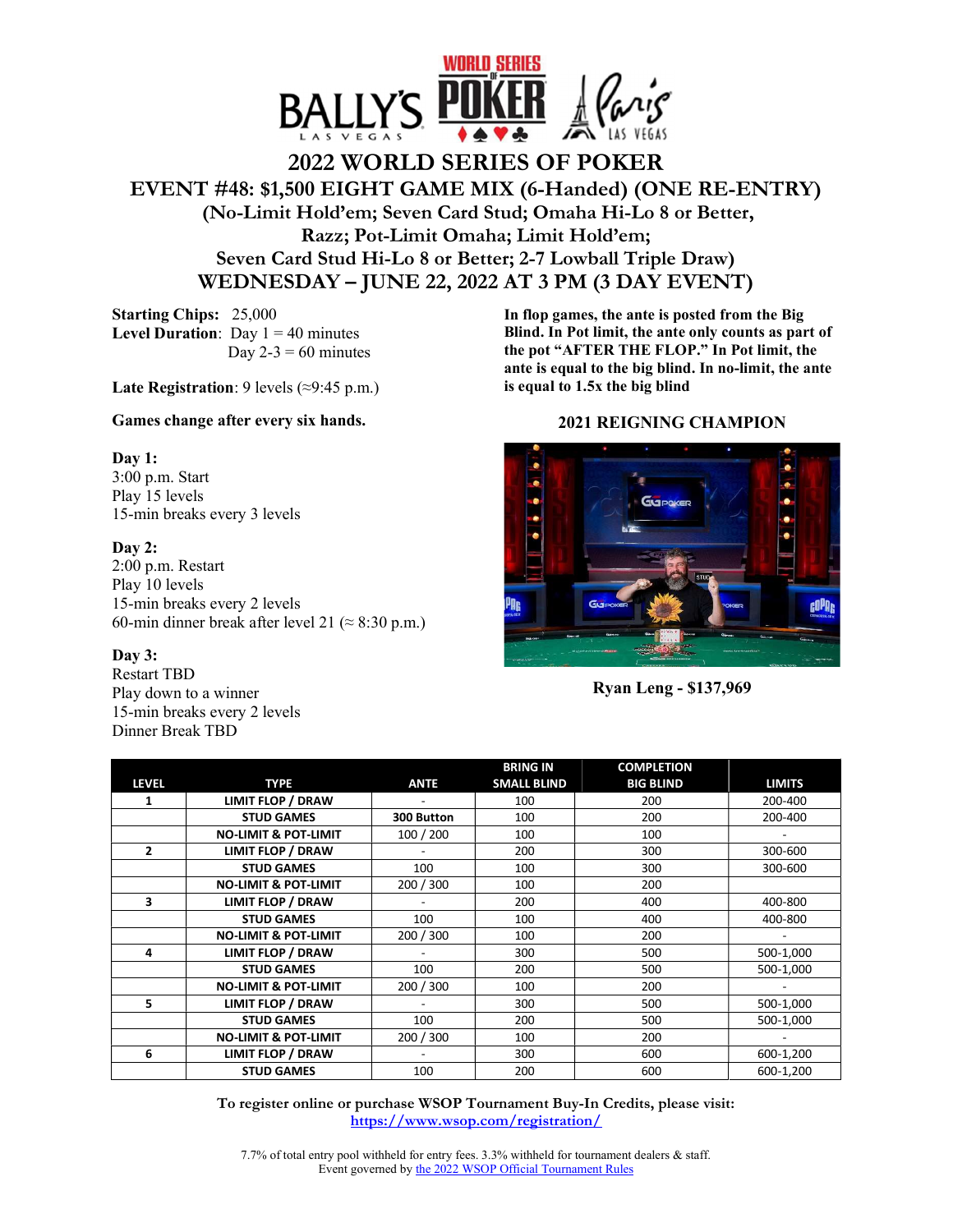# 2022 WORLD SERIES OF POKER

## EVENT #48: $1,500 EIGHT GAME MIX (6-Handed) (ONE RE-ENTRY)

### (No-Limit Hold'em; Seven Card Stud; Omaha Hi-Lo 8 or Better, Razz; Pot-Limit Omaha; Limit Hold'em; Seven Card Stud Hi-Lo 8 or Better; 2-7 Lowball Triple Draw)

### WEDNESDAY – JUNE 22, 2022 AT 3 PM (3 DAY EVENT)

**Starting Chips:** 25,000
**Level Duration**: Day 1 = 40 minutes
Day 2-3 = 60 minutes

**Late Registration**: 9 levels (≈9:45 p.m.)

**Games change after every six hands.**

**Day 1:**
3:00 p.m. Start
Play 15 levels
15-min breaks every 3 levels

**Day 2:**
2:00 p.m. Restart
Play 10 levels
15-min breaks every 2 levels
60-min dinner break after level 21 (≈ 8:30 p.m.)

**Day 3:**
Restart TBD
Play down to a winner
15-min breaks every 2 levels
Dinner Break TBD

**In flop games, the ante is posted from the Big Blind. In Pot limit, the ante only counts as part of the pot "AFTER THE FLOP." In Pot limit, the ante is equal to the big blind. In no-limit, the ante is equal to 1.5x the big blind**

**2021 REIGNING CHAMPION**

**Ryan Leng - $137,969**

| LEVEL | TYPE | ANTE | BRING IN SMALL BLIND | COMPLETION BIG BLIND | LIMITS |
|---|---|---|---|---|---|
| 1 | LIMIT FLOP / DRAW | - | 100 | 200 | 200-400 |
| | STUD GAMES | 300 Button | 100 | 200 | 200-400 |
| | NO-LIMIT & POT-LIMIT | 100 / 200 | 100 | 100 | - |
| 2 | LIMIT FLOP / DRAW | - | 200 | 300 | 300-600 |
| | STUD GAMES | 100 | 100 | 300 | 300-600 |
| | NO-LIMIT & POT-LIMIT | 200 / 300 | 100 | 200 | |
| 3 | LIMIT FLOP / DRAW | - | 200 | 400 | 400-800 |
| | STUD GAMES | 100 | 100 | 400 | 400-800 |
| | NO-LIMIT & POT-LIMIT | 200 / 300 | 100 | 200 | - |
| 4 | LIMIT FLOP / DRAW | - | 300 | 500 | 500-1,000 |
| | STUD GAMES | 100 | 200 | 500 | 500-1,000 |
| | NO-LIMIT & POT-LIMIT | 200 / 300 | 100 | 200 | - |
| 5 | LIMIT FLOP / DRAW | - | 300 | 500 | 500-1,000 |
| | STUD GAMES | 100 | 200 | 500 | 500-1,000 |
| | NO-LIMIT & POT-LIMIT | 200 / 300 | 100 | 200 | - |
| 6 | LIMIT FLOP / DRAW | - | 300 | 600 | 600-1,200 |
| | STUD GAMES | 100 | 200 | 600 | 600-1,200 |

**To register online or purchase WSOP Tournament Buy-In Credits, please visit:**
**https://www.wsop.com/registration/**

7.7% of total entry pool withheld for entry fees. 3.3% withheld for tournament dealers & staff.
Event governed by the 2022 WSOP Official Tournament Rules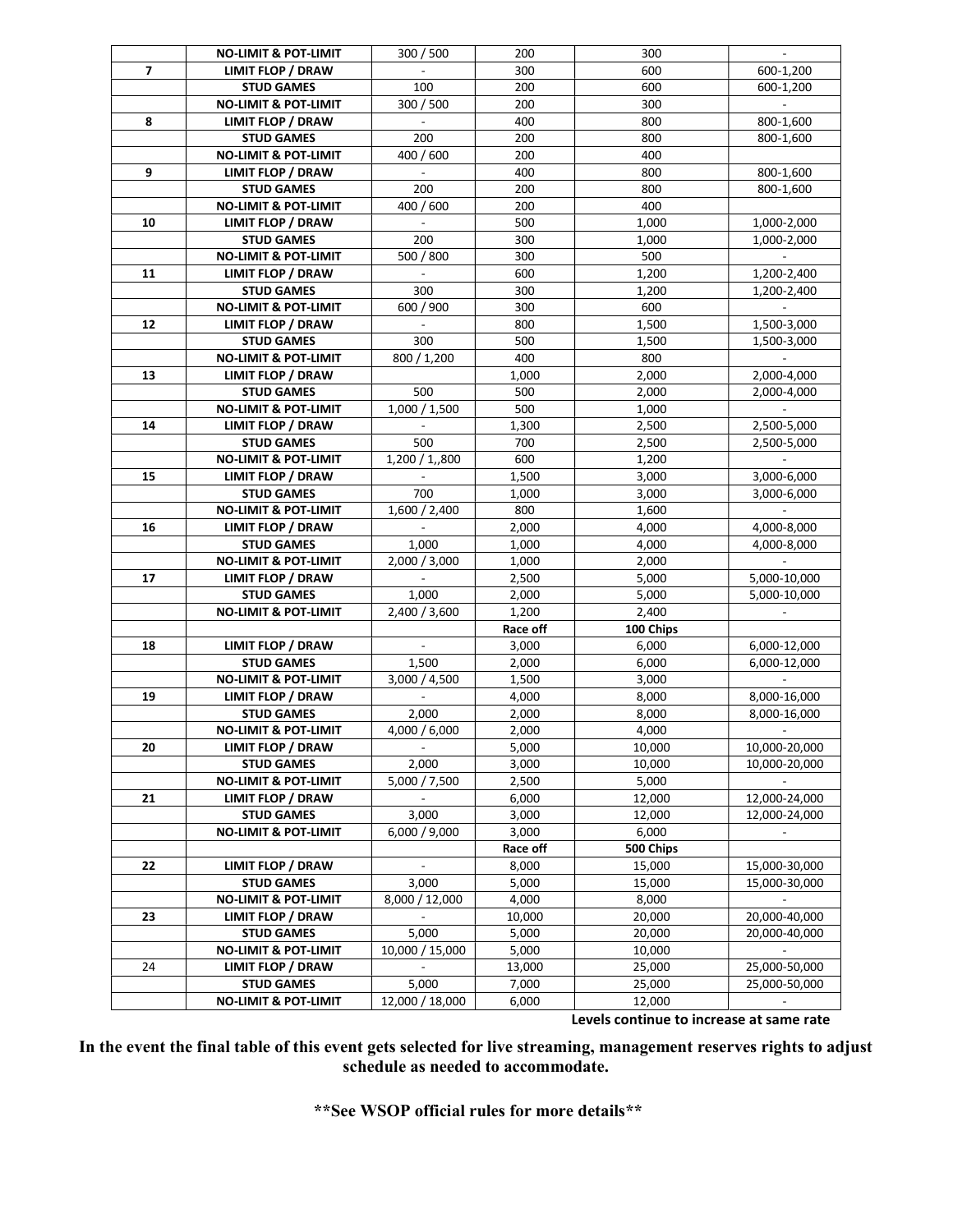| | | | | | |
|---|---|---|---|---|---|
| | **NO-LIMIT & POT-LIMIT** | 300 / 500 | 200 | 300 | - |
| **7** | **LIMIT FLOP / DRAW** | - | 300 | 600 | 600-1,200 |
| | **STUD GAMES** | 100 | 200 | 600 | 600-1,200 |
| | **NO-LIMIT & POT-LIMIT** | 300 / 500 | 200 | 300 | - |
| **8** | **LIMIT FLOP / DRAW** | - | 400 | 800 | 800-1,600 |
| | **STUD GAMES** | 200 | 200 | 800 | 800-1,600 |
| | **NO-LIMIT & POT-LIMIT** | 400 / 600 | 200 | 400 | |
| **9** | **LIMIT FLOP / DRAW** | - | 400 | 800 | 800-1,600 |
| | **STUD GAMES** | 200 | 200 | 800 | 800-1,600 |
| | **NO-LIMIT & POT-LIMIT** | 400 / 600 | 200 | 400 | |
| **10** | **LIMIT FLOP / DRAW** | - | 500 | 1,000 | 1,000-2,000 |
| | **STUD GAMES** | 200 | 300 | 1,000 | 1,000-2,000 |
| | **NO-LIMIT & POT-LIMIT** | 500 / 800 | 300 | 500 | - |
| **11** | **LIMIT FLOP / DRAW** | - | 600 | 1,200 | 1,200-2,400 |
| | **STUD GAMES** | 300 | 300 | 1,200 | 1,200-2,400 |
| | **NO-LIMIT & POT-LIMIT** | 600 / 900 | 300 | 600 | - |
| **12** | **LIMIT FLOP / DRAW** | - | 800 | 1,500 | 1,500-3,000 |
| | **STUD GAMES** | 300 | 500 | 1,500 | 1,500-3,000 |
| | **NO-LIMIT & POT-LIMIT** | 800 / 1,200 | 400 | 800 | - |
| **13** | **LIMIT FLOP / DRAW** | | 1,000 | 2,000 | 2,000-4,000 |
| | **STUD GAMES** | 500 | 500 | 2,000 | 2,000-4,000 |
| | **NO-LIMIT & POT-LIMIT** | 1,000 / 1,500 | 500 | 1,000 | - |
| **14** | **LIMIT FLOP / DRAW** | - | 1,300 | 2,500 | 2,500-5,000 |
| | **STUD GAMES** | 500 | 700 | 2,500 | 2,500-5,000 |
| | **NO-LIMIT & POT-LIMIT** | 1,200 / 1,,800 | 600 | 1,200 | - |
| **15** | **LIMIT FLOP / DRAW** | - | 1,500 | 3,000 | 3,000-6,000 |
| | **STUD GAMES** | 700 | 1,000 | 3,000 | 3,000-6,000 |
| | **NO-LIMIT & POT-LIMIT** | 1,600 / 2,400 | 800 | 1,600 | - |
| **16** | **LIMIT FLOP / DRAW** | - | 2,000 | 4,000 | 4,000-8,000 |
| | **STUD GAMES** | 1,000 | 1,000 | 4,000 | 4,000-8,000 |
| | **NO-LIMIT & POT-LIMIT** | 2,000 / 3,000 | 1,000 | 2,000 | - |
| **17** | **LIMIT FLOP / DRAW** | - | 2,500 | 5,000 | 5,000-10,000 |
| | **STUD GAMES** | 1,000 | 2,000 | 5,000 | 5,000-10,000 |
| | **NO-LIMIT & POT-LIMIT** | 2,400 / 3,600 | 1,200 | 2,400 | - |
| | | | **Race off** | **100 Chips** | |
| **18** | **LIMIT FLOP / DRAW** | - | 3,000 | 6,000 | 6,000-12,000 |
| | **STUD GAMES** | 1,500 | 2,000 | 6,000 | 6,000-12,000 |
| | **NO-LIMIT & POT-LIMIT** | 3,000 / 4,500 | 1,500 | 3,000 | - |
| **19** | **LIMIT FLOP / DRAW** | - | 4,000 | 8,000 | 8,000-16,000 |
| | **STUD GAMES** | 2,000 | 2,000 | 8,000 | 8,000-16,000 |
| | **NO-LIMIT & POT-LIMIT** | 4,000 / 6,000 | 2,000 | 4,000 | - |
| **20** | **LIMIT FLOP / DRAW** | - | 5,000 | 10,000 | 10,000-20,000 |
| | **STUD GAMES** | 2,000 | 3,000 | 10,000 | 10,000-20,000 |
| | **NO-LIMIT & POT-LIMIT** | 5,000 / 7,500 | 2,500 | 5,000 | - |
| **21** | **LIMIT FLOP / DRAW** | - | 6,000 | 12,000 | 12,000-24,000 |
| | **STUD GAMES** | 3,000 | 3,000 | 12,000 | 12,000-24,000 |
| | **NO-LIMIT & POT-LIMIT** | 6,000 / 9,000 | 3,000 | 6,000 | - |
| | | | **Race off** | **500 Chips** | |
| **22** | **LIMIT FLOP / DRAW** | - | 8,000 | 15,000 | 15,000-30,000 |
| | **STUD GAMES** | 3,000 | 5,000 | 15,000 | 15,000-30,000 |
| | **NO-LIMIT & POT-LIMIT** | 8,000 / 12,000 | 4,000 | 8,000 | - |
| **23** | **LIMIT FLOP / DRAW** | - | 10,000 | 20,000 | 20,000-40,000 |
| | **STUD GAMES** | 5,000 | 5,000 | 20,000 | 20,000-40,000 |
| | **NO-LIMIT & POT-LIMIT** | 10,000 / 15,000 | 5,000 | 10,000 | - |
| 24 | **LIMIT FLOP / DRAW** | - | 13,000 | 25,000 | 25,000-50,000 |
| | **STUD GAMES** | 5,000 | 7,000 | 25,000 | 25,000-50,000 |
| | **NO-LIMIT & POT-LIMIT** | 12,000 / 18,000 | 6,000 | 12,000 | - |

**Levels continue to increase at same rate**

**In the event the final table of this event gets selected for live streaming, management reserves rights to adjust schedule as needed to accommodate.**

**\*\*See WSOP official rules for more details\*\***